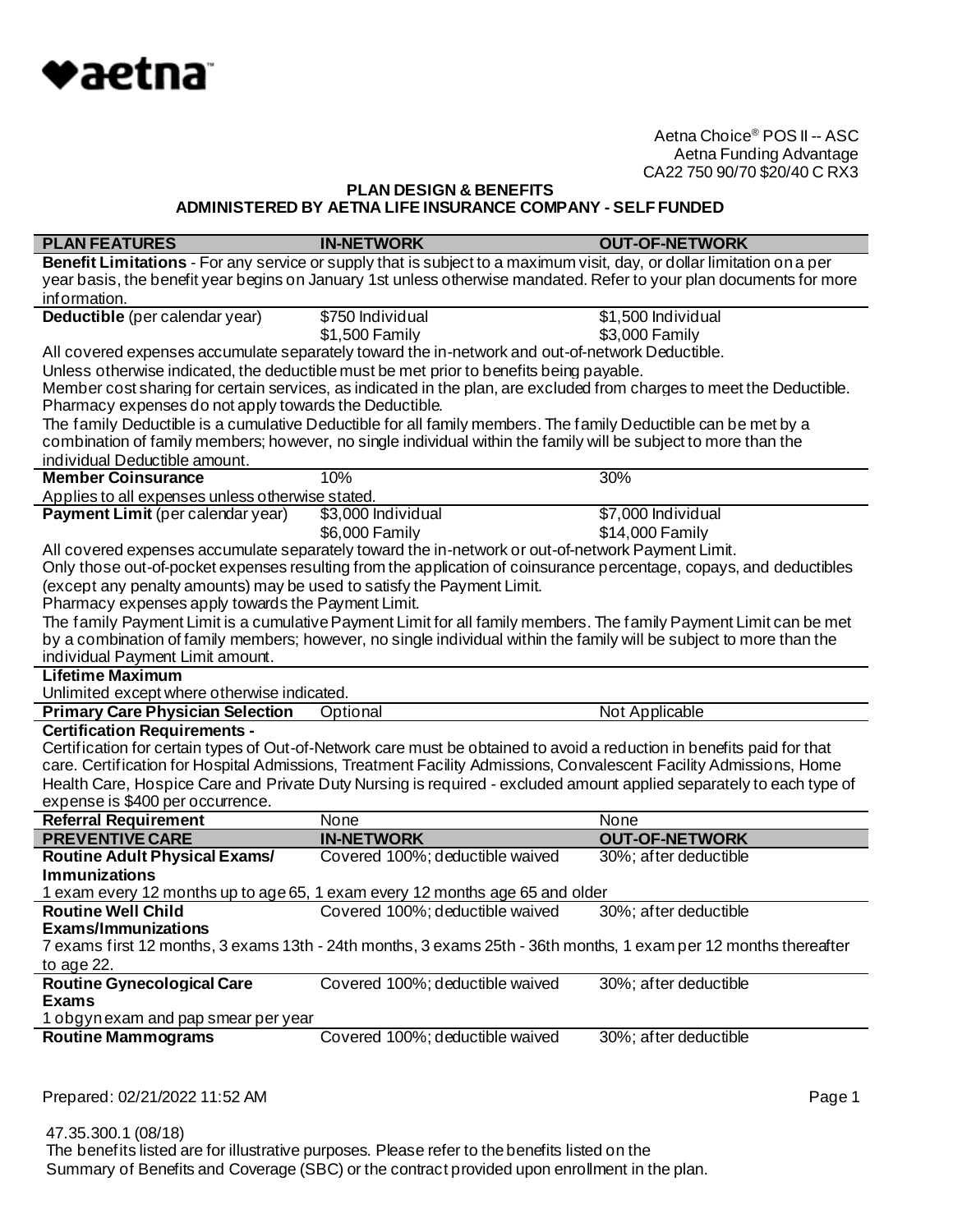aetna

Aetna Choice® POS II -- ASC
Aetna Funding Advantage
CA22 750 90/70 $20/40 C RX3

## PLAN DESIGN & BENEFITS
### ADMINISTERED BY AETNA LIFE INSURANCE COMPANY - SELF FUNDED

| PLAN FEATURES | IN-NETWORK | OUT-OF-NETWORK |
|---|---|---|
| **Benefit Limitations** - For any service or supply that is subject to a maximum visit, day, or dollar limitation on a per year basis, the benefit year begins on January 1st unless otherwise mandated. Refer to your plan documents for more information. | | |
| **Deductible** (per calendar year) | $750 Individual<br>$1,500 Family | $1,500 Individual<br>$3,000 Family |
| All covered expenses accumulate separately toward the in-network and out-of-network Deductible.<br>Unless otherwise indicated, the deductible must be met prior to benefits being payable.<br>Member cost sharing for certain services, as indicated in the plan, are excluded from charges to meet the Deductible.<br>Pharmacy expenses do not apply towards the Deductible.<br>The family Deductible is a cumulative Deductible for all family members. The family Deductible can be met by a combination of family members; however, no single individual within the family will be subject to more than the individual Deductible amount. | | |
| **Member Coinsurance** | 10% | 30% |
| Applies to all expenses unless otherwise stated. | | |
| **Payment Limit** (per calendar year) | $3,000 Individual<br>$6,000 Family | $7,000 Individual<br>$14,000 Family |
| All covered expenses accumulate separately toward the in-network or out-of-network Payment Limit.<br>Only those out-of-pocket expenses resulting from the application of coinsurance percentage, copays, and deductibles (except any penalty amounts) may be used to satisfy the Payment Limit.<br>Pharmacy expenses apply towards the Payment Limit.<br>The family Payment Limit is a cumulative Payment Limit for all family members. The family Payment Limit can be met by a combination of family members; however, no single individual within the family will be subject to more than the individual Payment Limit amount. | | |
| **Lifetime Maximum** | | |
| Unlimited except where otherwise indicated. | | |
| **Primary Care Physician Selection** | Optional | Not Applicable |
| **Certification Requirements -** | | |
| Certification for certain types of Out-of-Network care must be obtained to avoid a reduction in benefits paid for that care. Certification for Hospital Admissions, Treatment Facility Admissions, Convalescent Facility Admissions, Home Health Care, Hospice Care and Private Duty Nursing is required - excluded amount applied separately to each type of expense is $400 per occurrence. | | |
| **Referral Requirement** | None | None |
| **PREVENTIVE CARE** | **IN-NETWORK** | **OUT-OF-NETWORK** |
| **Routine Adult Physical Exams/ Immunizations** | Covered 100%; deductible waived | 30%; after deductible |
| 1 exam every 12 months up to age 65, 1 exam every 12 months age 65 and older | | |
| **Routine Well Child Exams/Immunizations** | Covered 100%; deductible waived | 30%; after deductible |
| 7 exams first 12 months, 3 exams 13th - 24th months, 3 exams 25th - 36th months, 1 exam per 12 months thereafter to age 22. | | |
| **Routine Gynecological Care Exams** | Covered 100%; deductible waived | 30%; after deductible |
| 1 obgyn exam and pap smear per year | | |
| **Routine Mammograms** | Covered 100%; deductible waived | 30%; after deductible |

Prepared: 02/21/2022 11:52 AM

47.35.300.1 (08/18)
The benefits listed are for illustrative purposes. Please refer to the benefits listed on the Summary of Benefits and Coverage (SBC) or the contract provided upon enrollment in the plan.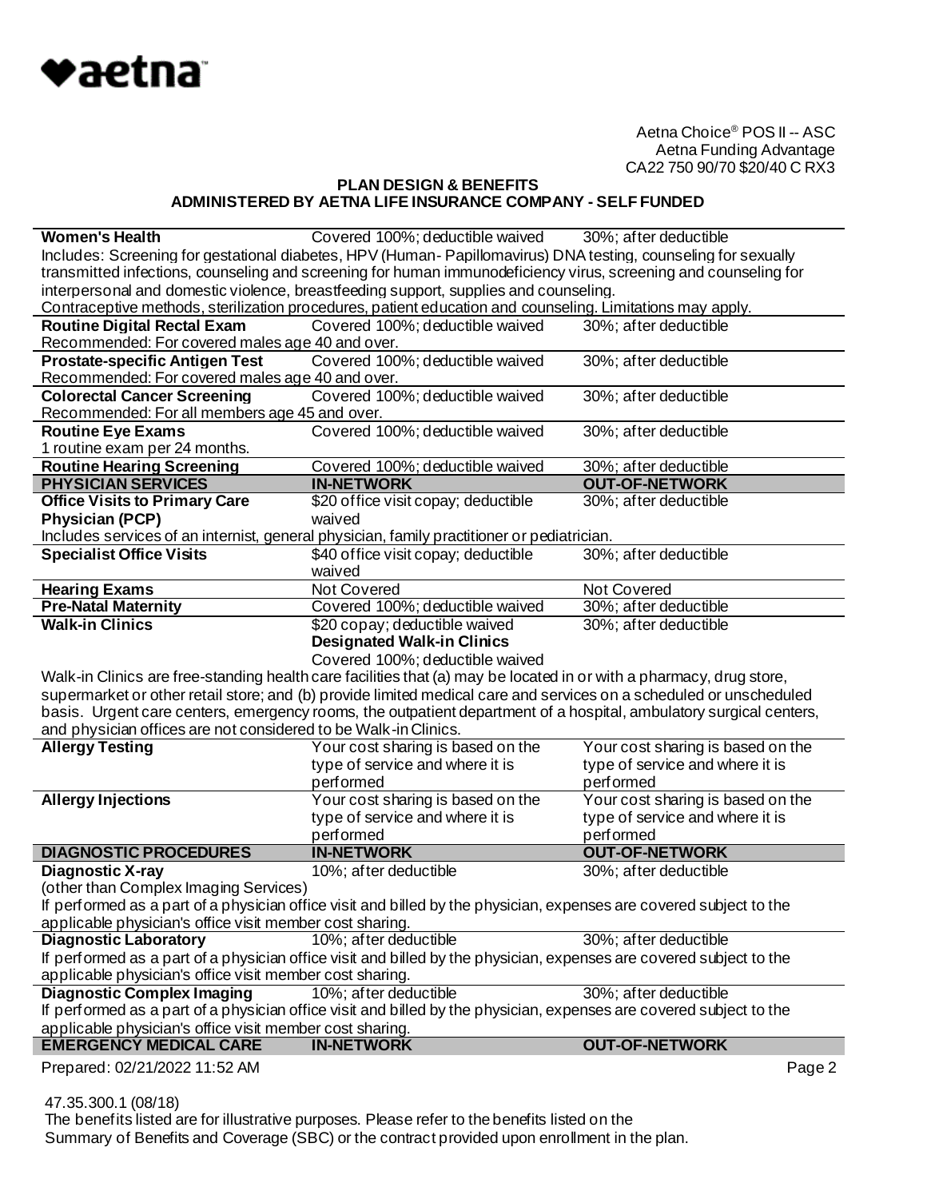Aetna Choice® POS II -- ASC
Aetna Funding Advantage
CA22 750 90/70 $20/40 C RX3

**PLAN DESIGN & BENEFITS**
**ADMINISTERED BY AETNA LIFE INSURANCE COMPANY - SELF FUNDED**

| | | |
|---|---|---|
| **Women's Health** | Covered 100%; deductible waived | 30%; after deductible |
| Includes: Screening for gestational diabetes, HPV (Human- Papillomavirus) DNA testing, counseling for sexually transmitted infections, counseling and screening for human immunodeficiency virus, screening and counseling for interpersonal and domestic violence, breastfeeding support, supplies and counseling. Contraceptive methods, sterilization procedures, patient education and counseling. Limitations may apply. | | |
| **Routine Digital Rectal Exam** | Covered 100%; deductible waived | 30%; after deductible |
| Recommended: For covered males age 40 and over. | | |
| **Prostate-specific Antigen Test** | Covered 100%; deductible waived | 30%; after deductible |
| Recommended: For covered males age 40 and over. | | |
| **Colorectal Cancer Screening** | Covered 100%; deductible waived | 30%; after deductible |
| Recommended: For all members age 45 and over. | | |
| **Routine Eye Exams** | Covered 100%; deductible waived | 30%; after deductible |
| 1 routine exam per 24 months. | | |
| **Routine Hearing Screening** | Covered 100%; deductible waived | 30%; after deductible |
| **PHYSICIAN SERVICES** | **IN-NETWORK** | **OUT-OF-NETWORK** |
| **Office Visits to Primary Care Physician (PCP)** | $20 office visit copay; deductible waived | 30%; after deductible |
| Includes services of an internist, general physician, family practitioner or pediatrician. | | |
| **Specialist Office Visits** | $40 office visit copay; deductible waived | 30%; after deductible |
| **Hearing Exams** | Not Covered | Not Covered |
| **Pre-Natal Maternity** | Covered 100%; deductible waived | 30%; after deductible |
| **Walk-in Clinics** | $20 copay; deductible waived<br>**Designated Walk-in Clinics**<br>Covered 100%; deductible waived | 30%; after deductible |
| Walk-in Clinics are free-standing health care facilities that (a) may be located in or with a pharmacy, drug store, supermarket or other retail store; and (b) provide limited medical care and services on a scheduled or unscheduled basis. Urgent care centers, emergency rooms, the outpatient department of a hospital, ambulatory surgical centers, and physician offices are not considered to be Walk-in Clinics. | | |
| **Allergy Testing** | Your cost sharing is based on the type of service and where it is performed | Your cost sharing is based on the type of service and where it is performed |
| **Allergy Injections** | Your cost sharing is based on the type of service and where it is performed | Your cost sharing is based on the type of service and where it is performed |
| **DIAGNOSTIC PROCEDURES** | **IN-NETWORK** | **OUT-OF-NETWORK** |
| **Diagnostic X-ray** (other than Complex Imaging Services) | 10%; after deductible | 30%; after deductible |
| If performed as a part of a physician office visit and billed by the physician, expenses are covered subject to the applicable physician's office visit member cost sharing. | | |
| **Diagnostic Laboratory** | 10%; after deductible | 30%; after deductible |
| If performed as a part of a physician office visit and billed by the physician, expenses are covered subject to the applicable physician's office visit member cost sharing. | | |
| **Diagnostic Complex Imaging** | 10%; after deductible | 30%; after deductible |
| If performed as a part of a physician office visit and billed by the physician, expenses are covered subject to the applicable physician's office visit member cost sharing. | | |
| **EMERGENCY MEDICAL CARE** | **IN-NETWORK** | **OUT-OF-NETWORK** |

Prepared: 02/21/2022 11:52 AM

47.35.300.1 (08/18)
The benefits listed are for illustrative purposes. Please refer to the benefits listed on the Summary of Benefits and Coverage (SBC) or the contract provided upon enrollment in the plan.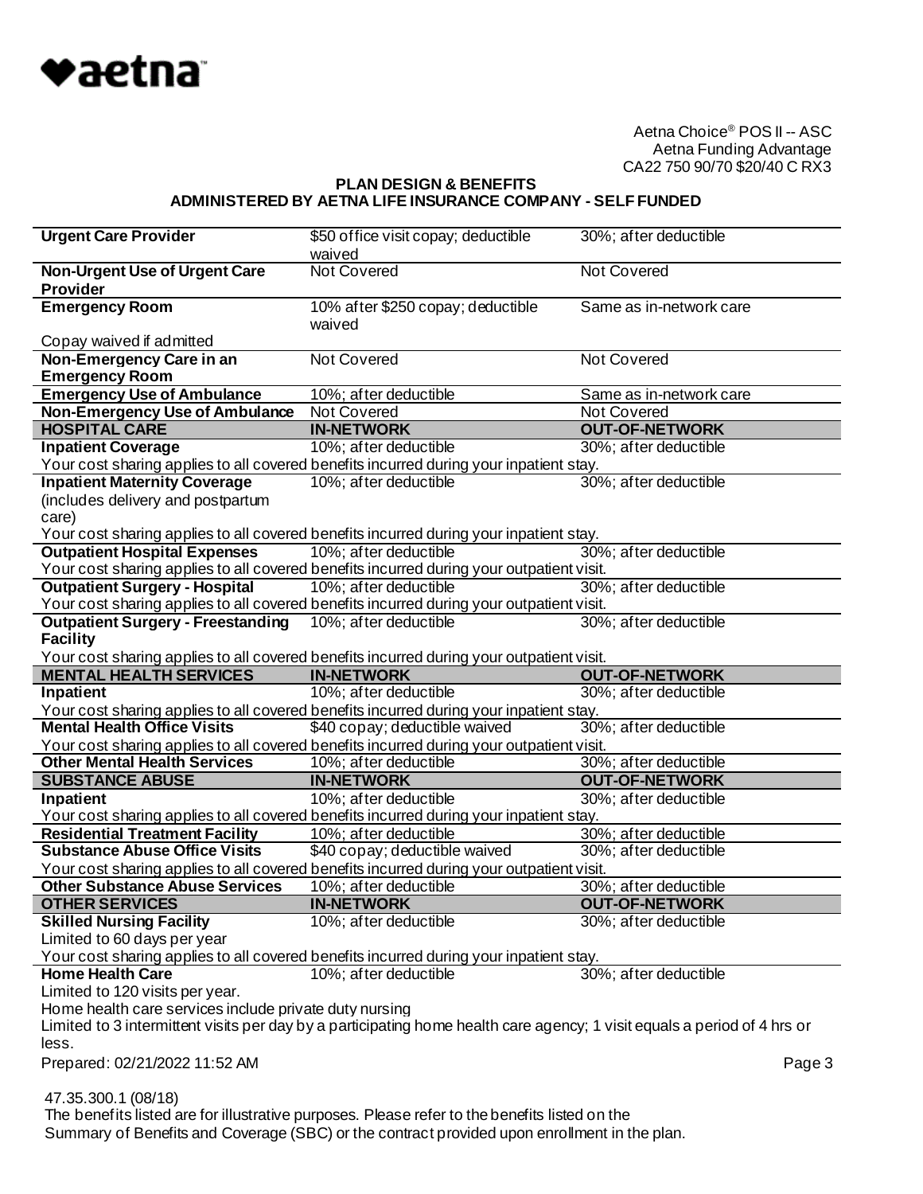Aetna Choice® POS II -- ASC
Aetna Funding Advantage
CA22 750 90/70 $20/40 C RX3

**PLAN DESIGN & BENEFITS**
**ADMINISTERED BY AETNA LIFE INSURANCE COMPANY - SELF FUNDED**

| | | |
|---|---|---|
| **Urgent Care Provider** | $50 office visit copay; deductible waived | 30%; after deductible |
| **Non-Urgent Use of Urgent Care Provider** | Not Covered | Not Covered |
| **Emergency Room** | 10% after $250 copay; deductible waived | Same as in-network care |
| Copay waived if admitted | | |
| **Non-Emergency Care in an Emergency Room** | Not Covered | Not Covered |
| **Emergency Use of Ambulance** | 10%; after deductible | Same as in-network care |
| **Non-Emergency Use of Ambulance** | Not Covered | Not Covered |
| **HOSPITAL CARE** | **IN-NETWORK** | **OUT-OF-NETWORK** |
| **Inpatient Coverage** | 10%; after deductible | 30%; after deductible |
| Your cost sharing applies to all covered benefits incurred during your inpatient stay. | | |
| **Inpatient Maternity Coverage** (includes delivery and postpartum care) | 10%; after deductible | 30%; after deductible |
| Your cost sharing applies to all covered benefits incurred during your inpatient stay. | | |
| **Outpatient Hospital Expenses** | 10%; after deductible | 30%; after deductible |
| Your cost sharing applies to all covered benefits incurred during your outpatient visit. | | |
| **Outpatient Surgery - Hospital** | 10%; after deductible | 30%; after deductible |
| Your cost sharing applies to all covered benefits incurred during your outpatient visit. | | |
| **Outpatient Surgery - Freestanding Facility** | 10%; after deductible | 30%; after deductible |
| Your cost sharing applies to all covered benefits incurred during your outpatient visit. | | |
| **MENTAL HEALTH SERVICES** | **IN-NETWORK** | **OUT-OF-NETWORK** |
| **Inpatient** | 10%; after deductible | 30%; after deductible |
| Your cost sharing applies to all covered benefits incurred during your inpatient stay. | | |
| **Mental Health Office Visits** | $40 copay; deductible waived | 30%; after deductible |
| Your cost sharing applies to all covered benefits incurred during your outpatient visit. | | |
| **Other Mental Health Services** | 10%; after deductible | 30%; after deductible |
| **SUBSTANCE ABUSE** | **IN-NETWORK** | **OUT-OF-NETWORK** |
| **Inpatient** | 10%; after deductible | 30%; after deductible |
| Your cost sharing applies to all covered benefits incurred during your inpatient stay. | | |
| **Residential Treatment Facility** | 10%; after deductible | 30%; after deductible |
| **Substance Abuse Office Visits** | $40 copay; deductible waived | 30%; after deductible |
| Your cost sharing applies to all covered benefits incurred during your outpatient visit. | | |
| **Other Substance Abuse Services** | 10%; after deductible | 30%; after deductible |
| **OTHER SERVICES** | **IN-NETWORK** | **OUT-OF-NETWORK** |
| **Skilled Nursing Facility** | 10%; after deductible | 30%; after deductible |
| Limited to 60 days per year | | |
| Your cost sharing applies to all covered benefits incurred during your inpatient stay. | | |
| **Home Health Care** | 10%; after deductible | 30%; after deductible |
| Limited to 120 visits per year. | | |
| Home health care services include private duty nursing | | |
| Limited to 3 intermittent visits per day by a participating home health care agency; 1 visit equals a period of 4 hrs or less. | | |

Prepared: 02/21/2022 11:52 AM

47.35.300.1 (08/18)
The benefits listed are for illustrative purposes. Please refer to the benefits listed on the Summary of Benefits and Coverage (SBC) or the contract provided upon enrollment in the plan.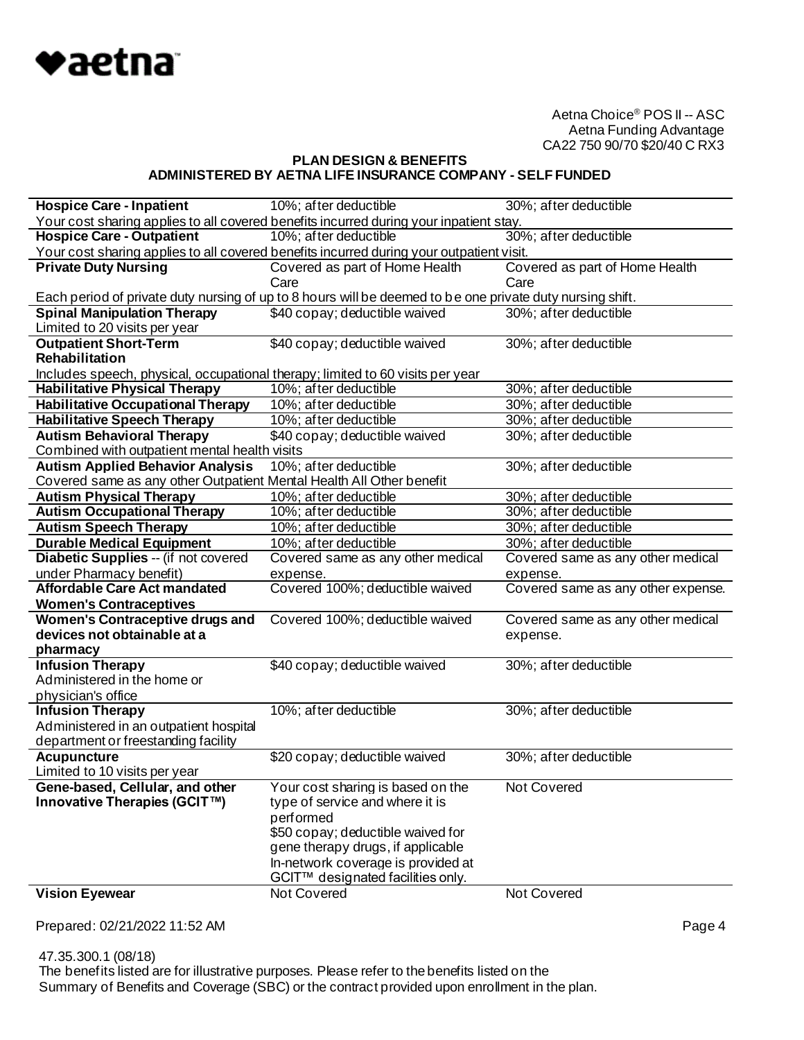Aetna Choice® POS II -- ASC
Aetna Funding Advantage
CA22 750 90/70 $20/40 C RX3

**PLAN DESIGN & BENEFITS**
**ADMINISTERED BY AETNA LIFE INSURANCE COMPANY - SELF FUNDED**

| | | |
|---|---|---|
| **Hospice Care - Inpatient** | 10%; after deductible | 30%; after deductible |
| Your cost sharing applies to all covered benefits incurred during your inpatient stay. | | |
| **Hospice Care - Outpatient** | 10%; after deductible | 30%; after deductible |
| Your cost sharing applies to all covered benefits incurred during your outpatient visit. | | |
| **Private Duty Nursing** | Covered as part of Home Health Care | Covered as part of Home Health Care |
| Each period of private duty nursing of up to 8 hours will be deemed to be one private duty nursing shift. | | |
| **Spinal Manipulation Therapy**<br>Limited to 20 visits per year | $40 copay; deductible waived | 30%; after deductible |
| **Outpatient Short-Term Rehabilitation** | $40 copay; deductible waived | 30%; after deductible |
| Includes speech, physical, occupational therapy; limited to 60 visits per year | | |
| **Habilitative Physical Therapy** | 10%; after deductible | 30%; after deductible |
| **Habilitative Occupational Therapy** | 10%; after deductible | 30%; after deductible |
| **Habilitative Speech Therapy** | 10%; after deductible | 30%; after deductible |
| **Autism Behavioral Therapy** | $40 copay; deductible waived | 30%; after deductible |
| Combined with outpatient mental health visits | | |
| **Autism Applied Behavior Analysis** | 10%; after deductible | 30%; after deductible |
| Covered same as any other Outpatient Mental Health All Other benefit | | |
| **Autism Physical Therapy** | 10%; after deductible | 30%; after deductible |
| **Autism Occupational Therapy** | 10%; after deductible | 30%; after deductible |
| **Autism Speech Therapy** | 10%; after deductible | 30%; after deductible |
| **Durable Medical Equipment** | 10%; after deductible | 30%; after deductible |
| **Diabetic Supplies** -- (if not covered under Pharmacy benefit) | Covered same as any other medical expense. | Covered same as any other medical expense. |
| **Affordable Care Act mandated Women's Contraceptives** | Covered 100%; deductible waived | Covered same as any other expense. |
| **Women's Contraceptive drugs and devices not obtainable at a pharmacy** | Covered 100%; deductible waived | Covered same as any other medical expense. |
| **Infusion Therapy**<br>Administered in the home or physician's office | $40 copay; deductible waived | 30%; after deductible |
| **Infusion Therapy**<br>Administered in an outpatient hospital department or freestanding facility | 10%; after deductible | 30%; after deductible |
| **Acupuncture**<br>Limited to 10 visits per year | $20 copay; deductible waived | 30%; after deductible |
| **Gene-based, Cellular, and other Innovative Therapies (GCIT™)** | Your cost sharing is based on the type of service and where it is performed<br>$50 copay; deductible waived for gene therapy drugs, if applicable<br>In-network coverage is provided at GCIT™ designated facilities only. | Not Covered |
| **Vision Eyewear** | Not Covered | Not Covered |

Prepared: 02/21/2022 11:52 AM

47.35.300.1 (08/18)
The benefits listed are for illustrative purposes. Please refer to the benefits listed on the Summary of Benefits and Coverage (SBC) or the contract provided upon enrollment in the plan.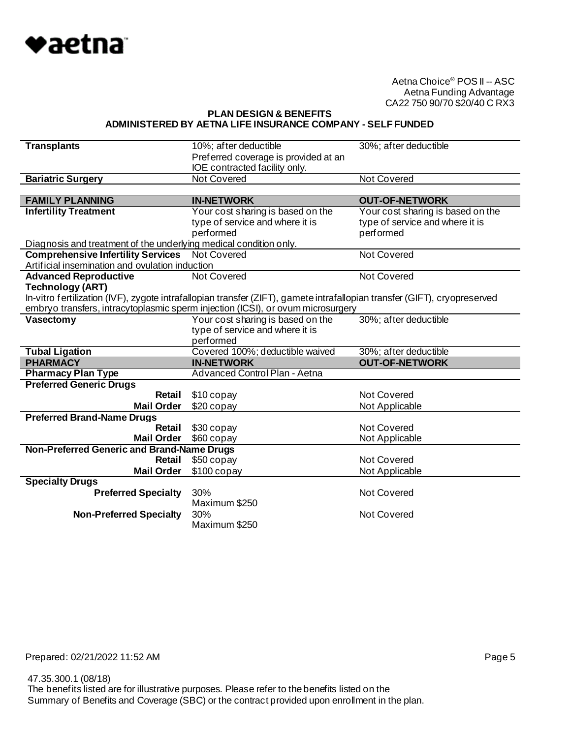Aetna Choice® POS II -- ASC
Aetna Funding Advantage
CA22 750 90/70 $20/40 C RX3

**PLAN DESIGN & BENEFITS**
**ADMINISTERED BY AETNA LIFE INSURANCE COMPANY - SELF FUNDED**

| | | |
|---|---|---|
| **Transplants** | 10%; after deductible<br>Preferred coverage is provided at an IOE contracted facility only. | 30%; after deductible |
| **Bariatric Surgery** | Not Covered | Not Covered |

| **FAMILY PLANNING** | **IN-NETWORK** | **OUT-OF-NETWORK** |
|---|---|---|
| **Infertility Treatment** | Your cost sharing is based on the type of service and where it is performed | Your cost sharing is based on the type of service and where it is performed |
| Diagnosis and treatment of the underlying medical condition only. | | |
| **Comprehensive Infertility Services** | Not Covered | Not Covered |
| Artificial insemination and ovulation induction | | |
| **Advanced Reproductive Technology (ART)** | Not Covered | Not Covered |
| In-vitro fertilization (IVF), zygote intrafallopian transfer (ZIFT), gamete intrafallopian transfer (GIFT), cryopreserved embryo transfers, intracytoplasmic sperm injection (ICSI), or ovum microsurgery | | |
| **Vasectomy** | Your cost sharing is based on the type of service and where it is performed | 30%; after deductible |
| **Tubal Ligation** | Covered 100%; deductible waived | 30%; after deductible |

| **PHARMACY** | **IN-NETWORK** | **OUT-OF-NETWORK** |
|---|---|---|
| **Pharmacy Plan Type** | Advanced Control Plan - Aetna | |
| **Preferred Generic Drugs** | | |
| **Retail** | $10 copay | Not Covered |
| **Mail Order** | $20 copay | Not Applicable |
| **Preferred Brand-Name Drugs** | | |
| **Retail** | $30 copay | Not Covered |
| **Mail Order** | $60 copay | Not Applicable |
| **Non-Preferred Generic and Brand-Name Drugs** | | |
| **Retail** | $50 copay | Not Covered |
| **Mail Order** | $100 copay | Not Applicable |
| **Specialty Drugs** | | |
| **Preferred Specialty** | 30%<br>Maximum $250 | Not Covered |
| **Non-Preferred Specialty** | 30%<br>Maximum $250 | Not Covered |

Prepared: 02/21/2022 11:52 AM

47.35.300.1 (08/18)
The benefits listed are for illustrative purposes. Please refer to the benefits listed on the Summary of Benefits and Coverage (SBC) or the contract provided upon enrollment in the plan.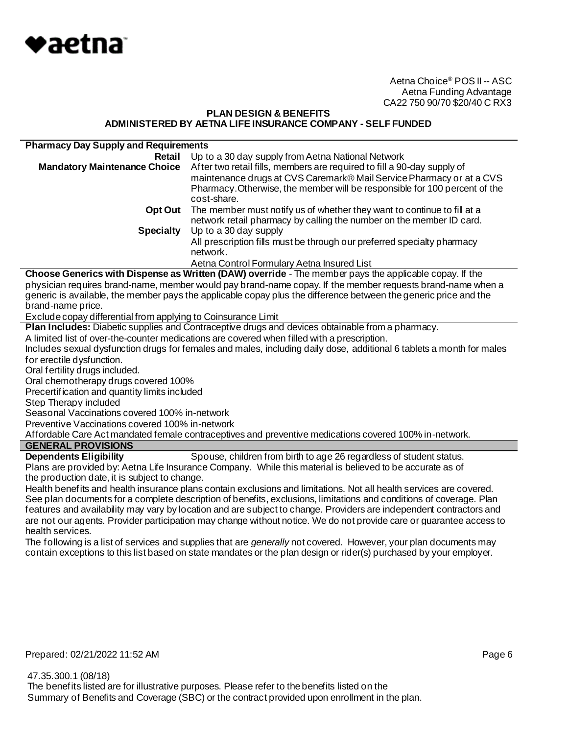Aetna Choice® POS II -- ASC
Aetna Funding Advantage
CA22 750 90/70 $20/40 C RX3

**PLAN DESIGN & BENEFITS**
**ADMINISTERED BY AETNA LIFE INSURANCE COMPANY - SELF FUNDED**

| **Pharmacy Day Supply and Requirements** | |
|---|---|
| **Retail** | Up to a 30 day supply from Aetna National Network |
| **Mandatory Maintenance Choice** | After two retail fills, members are required to fill a 90-day supply of maintenance drugs at CVS Caremark® Mail Service Pharmacy or at a CVS Pharmacy. Otherwise, the member will be responsible for 100 percent of the cost-share. |
| **Opt Out** | The member must notify us of whether they want to continue to fill at a network retail pharmacy by calling the number on the member ID card. |
| **Specialty** | Up to a 30 day supply<br>All prescription fills must be through our preferred specialty pharmacy network. |
| | Aetna Control Formulary Aetna Insured List |

**Choose Generics with Dispense as Written (DAW) override** - The member pays the applicable copay. If the physician requires brand-name, member would pay brand-name copay. If the member requests brand-name when a generic is available, the member pays the applicable copay plus the difference between the generic price and the brand-name price.

Exclude copay differential from applying to Coinsurance Limit

**Plan Includes:** Diabetic supplies and Contraceptive drugs and devices obtainable from a pharmacy.
A limited list of over-the-counter medications are covered when filled with a prescription.
Includes sexual dysfunction drugs for females and males, including daily dose, additional 6 tablets a month for males for erectile dysfunction.
Oral fertility drugs included.
Oral chemotherapy drugs covered 100%
Precertification and quantity limits included
Step Therapy included
Seasonal Vaccinations covered 100% in-network
Preventive Vaccinations covered 100% in-network
Affordable Care Act mandated female contraceptives and preventive medications covered 100% in-network.

## GENERAL PROVISIONS

**Dependents Eligibility** Spouse, children from birth to age 26 regardless of student status.

Plans are provided by: Aetna Life Insurance Company. While this material is believed to be accurate as of the production date, it is subject to change.

Health benefits and health insurance plans contain exclusions and limitations. Not all health services are covered. See plan documents for a complete description of benefits, exclusions, limitations and conditions of coverage. Plan features and availability may vary by location and are subject to change. Providers are independent contractors and are not our agents. Provider participation may change without notice. We do not provide care or guarantee access to health services.

The following is a list of services and supplies that are *generally* not covered. However, your plan documents may contain exceptions to this list based on state mandates or the plan design or rider(s) purchased by your employer.

Prepared: 02/21/2022 11:52 AM

47.35.300.1 (08/18)
The benefits listed are for illustrative purposes. Please refer to the benefits listed on the Summary of Benefits and Coverage (SBC) or the contract provided upon enrollment in the plan.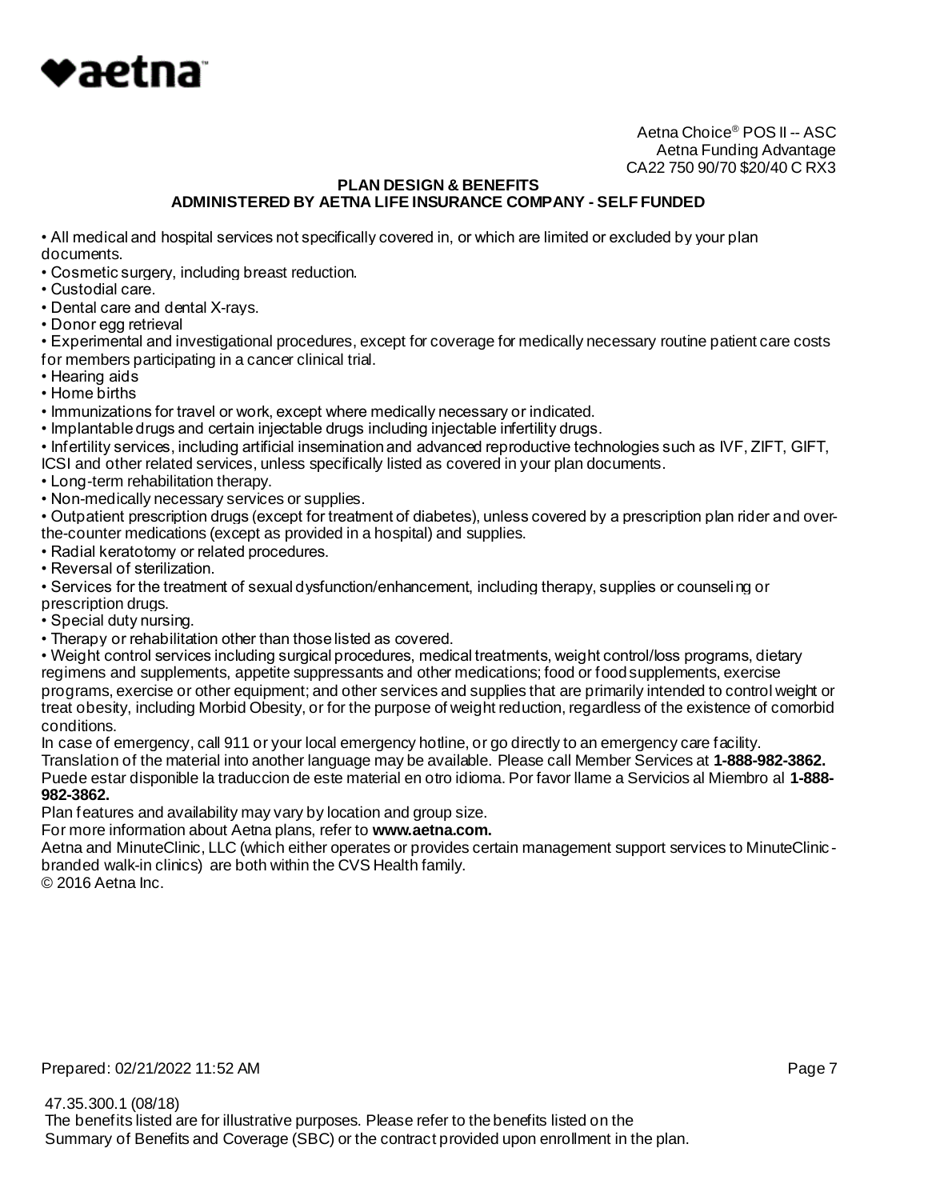Aetna Choice® POS II -- ASC
Aetna Funding Advantage
CA22 750 90/70 $20/40 C RX3

**PLAN DESIGN & BENEFITS**
**ADMINISTERED BY AETNA LIFE INSURANCE COMPANY - SELF FUNDED**

- All medical and hospital services not specifically covered in, or which are limited or excluded by your plan documents.
- Cosmetic surgery, including breast reduction.
- Custodial care.
- Dental care and dental X-rays.
- Donor egg retrieval
- Experimental and investigational procedures, except for coverage for medically necessary routine patient care costs for members participating in a cancer clinical trial.
- Hearing aids
- Home births
- Immunizations for travel or work, except where medically necessary or indicated.
- Implantable drugs and certain injectable drugs including injectable infertility drugs.
- Infertility services, including artificial insemination and advanced reproductive technologies such as IVF, ZIFT, GIFT, ICSI and other related services, unless specifically listed as covered in your plan documents.
- Long-term rehabilitation therapy.
- Non-medically necessary services or supplies.
- Outpatient prescription drugs (except for treatment of diabetes), unless covered by a prescription plan rider and over-the-counter medications (except as provided in a hospital) and supplies.
- Radial keratotomy or related procedures.
- Reversal of sterilization.
- Services for the treatment of sexual dysfunction/enhancement, including therapy, supplies or counseling or prescription drugs.
- Special duty nursing.
- Therapy or rehabilitation other than those listed as covered.
- Weight control services including surgical procedures, medical treatments, weight control/loss programs, dietary regimens and supplements, appetite suppressants and other medications; food or food supplements, exercise programs, exercise or other equipment; and other services and supplies that are primarily intended to control weight or treat obesity, including Morbid Obesity, or for the purpose of weight reduction, regardless of the existence of comorbid conditions.

In case of emergency, call 911 or your local emergency hotline, or go directly to an emergency care facility.
Translation of the material into another language may be available. Please call Member Services at **1-888-982-3862.**
Puede estar disponible la traduccion de este material en otro idioma. Por favor llame a Servicios al Miembro al **1-888-982-3862.**
Plan features and availability may vary by location and group size.
For more information about Aetna plans, refer to **www.aetna.com.**
Aetna and MinuteClinic, LLC (which either operates or provides certain management support services to MinuteClinic-branded walk-in clinics) are both within the CVS Health family.
© 2016 Aetna Inc.

Prepared: 02/21/2022 11:52 AM

47.35.300.1 (08/18)
The benefits listed are for illustrative purposes. Please refer to the benefits listed on the Summary of Benefits and Coverage (SBC) or the contract provided upon enrollment in the plan.